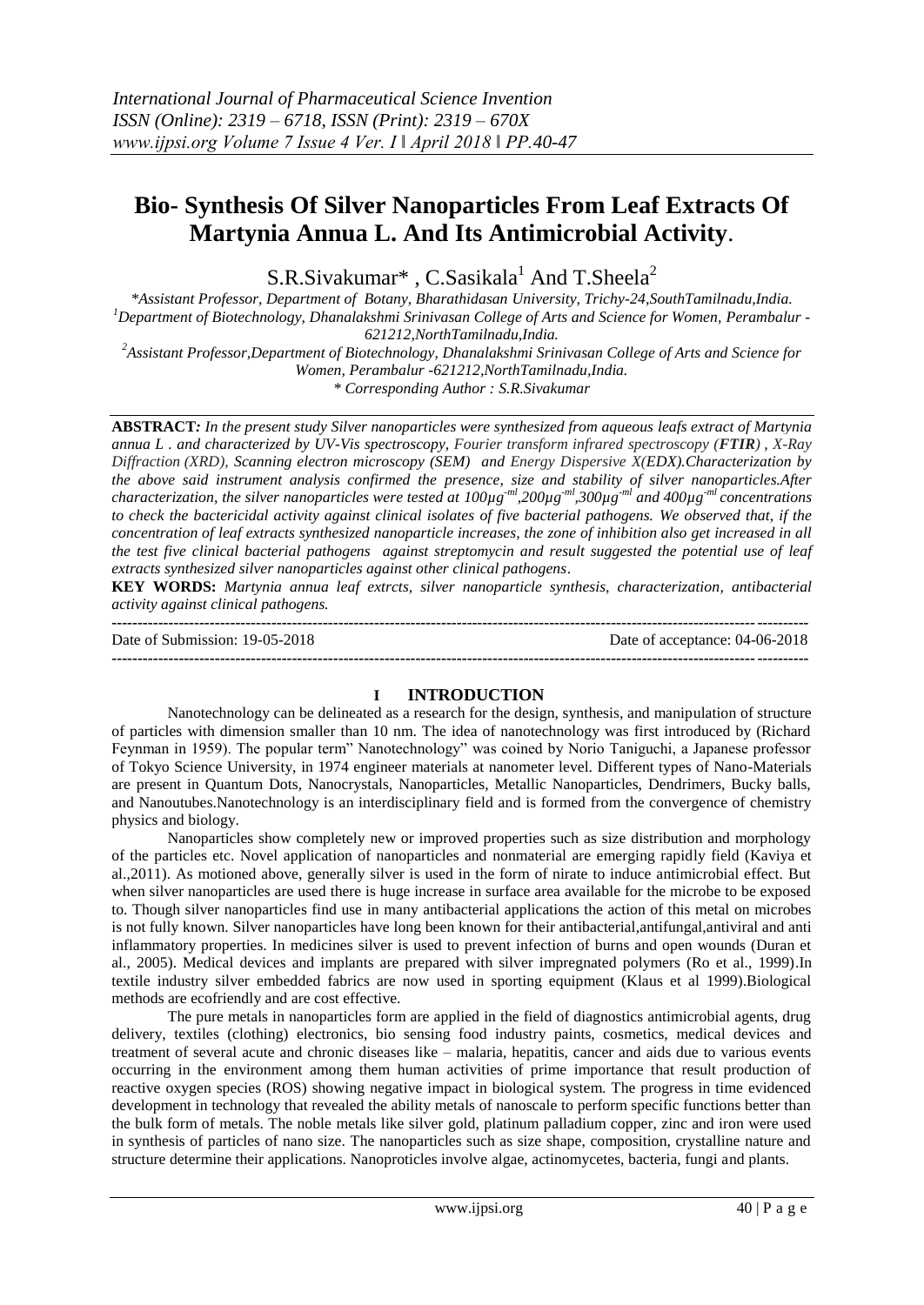# Bio- Synthesis Of Silver Nanoparticles From Leaf Extracts Of Martynia Annua L. And Its Antimicrobial Activity.

S.R.Sivakumar* , C.Sasikala[1] And T.Sheela[2]

*Assistant Professor, Department of Botany, Bharathidasan University, Trichy-24,SouthTamilnadu,India.
[1]Department of Biotechnology, Dhanalakshmi Srinivasan College of Arts and Science for Women, Perambalur - 621212,NorthTamilnadu,India.
[2]Assistant Professor,Department of Biotechnology, Dhanalakshmi Srinivasan College of Arts and Science for Women, Perambalur -621212,NorthTamilnadu,India.
\* Corresponding Author : S.R.Sivakumar

**ABSTRACT:** *In the present study Silver nanoparticles were synthesized from aqueous leafs extract of Martynia annua L . and characterized by UV-Vis spectroscopy, Fourier transform infrared spectroscopy (**FTIR**) , X-Ray Diffraction (XRD), Scanning electron microscopy (SEM) and Energy Dispersive X(EDX).Characterization by the above said instrument analysis confirmed the presence, size and stability of silver nanoparticles.After characterization, the silver nanoparticles were tested at 100µg$^{-ml}$,200µg$^{-ml}$,300µg$^{-ml}$ and 400µg$^{-ml}$ concentrations to check the bactericidal activity against clinical isolates of five bacterial pathogens. We observed that, if the concentration of leaf extracts synthesized nanoparticle increases, the zone of inhibition also get increased in all the test five clinical bacterial pathogens against streptomycin and result suggested the potential use of leaf extracts synthesized silver nanoparticles against other clinical pathogens*.

**KEY WORDS:** *Martynia annua leaf extrcts, silver nanoparticle synthesis, characterization, antibacterial activity against clinical pathogens.*

---

Date of Submission: 19-05-2018 Date of acceptance: 04-06-2018

---

## I INTRODUCTION

Nanotechnology can be delineated as a research for the design, synthesis, and manipulation of structure of particles with dimension smaller than 10 nm. The idea of nanotechnology was first introduced by (Richard Feynman in 1959). The popular term" Nanotechnology" was coined by Norio Taniguchi, a Japanese professor of Tokyo Science University, in 1974 engineer materials at nanometer level. Different types of Nano-Materials are present in Quantum Dots, Nanocrystals, Nanoparticles, Metallic Nanoparticles, Dendrimers, Bucky balls, and Nanoutubes.Nanotechnology is an interdisciplinary field and is formed from the convergence of chemistry physics and biology.

Nanoparticles show completely new or improved properties such as size distribution and morphology of the particles etc. Novel application of nanoparticles and nonmaterial are emerging rapidly field (Kaviya et al.,2011). As motioned above, generally silver is used in the form of nirate to induce antimicrobial effect. But when silver nanoparticles are used there is huge increase in surface area available for the microbe to be exposed to. Though silver nanoparticles find use in many antibacterial applications the action of this metal on microbes is not fully known. Silver nanoparticles have long been known for their antibacterial,antifungal,antiviral and anti inflammatory properties. In medicines silver is used to prevent infection of burns and open wounds (Duran et al., 2005). Medical devices and implants are prepared with silver impregnated polymers (Ro et al., 1999).In textile industry silver embedded fabrics are now used in sporting equipment (Klaus et al 1999).Biological methods are ecofriendly and are cost effective.

The pure metals in nanoparticles form are applied in the field of diagnostics antimicrobial agents, drug delivery, textiles (clothing) electronics, bio sensing food industry paints, cosmetics, medical devices and treatment of several acute and chronic diseases like – malaria, hepatitis, cancer and aids due to various events occurring in the environment among them human activities of prime importance that result production of reactive oxygen species (ROS) showing negative impact in biological system. The progress in time evidenced development in technology that revealed the ability metals of nanoscale to perform specific functions better than the bulk form of metals. The noble metals like silver gold, platinum palladium copper, zinc and iron were used in synthesis of particles of nano size. The nanoparticles such as size shape, composition, crystalline nature and structure determine their applications. Nanoproticles involve algae, actinomycetes, bacteria, fungi and plants.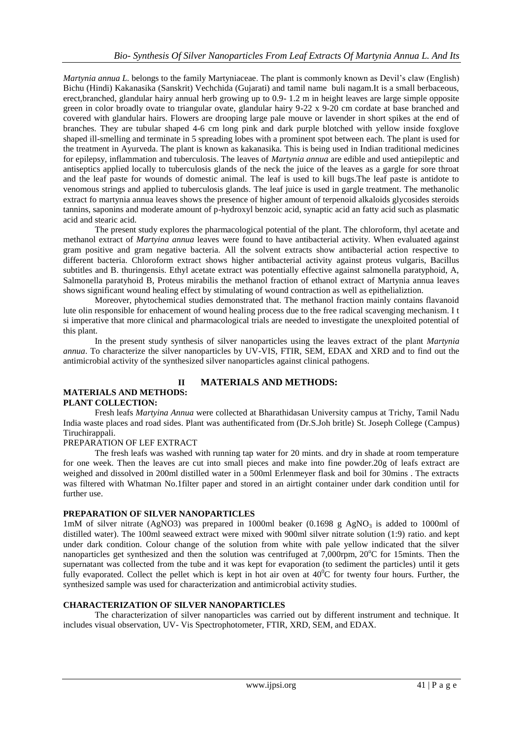*Martynia annua L.* belongs to the family Martyniaceae. The plant is commonly known as Devil's claw (English) Bichu (Hindi) Kakanasika (Sanskrit) Vechchida (Gujarati) and tamil name buli nagam.It is a small berbaceous, erect,branched, glandular hairy annual herb growing up to 0.9- 1.2 m in height leaves are large simple opposite green in color broadly ovate to triangular ovate, glandular hairy 9-22 x 9-20 cm cordate at base branched and covered with glandular hairs. Flowers are drooping large pale mouve or lavender in short spikes at the end of branches. They are tubular shaped 4-6 cm long pink and dark purple blotched with yellow inside foxglove shaped ill-smelling and terminate in 5 spreading lobes with a prominent spot between each. The plant is used for the treatment in Ayurveda. The plant is known as kakanasika. This is being used in Indian traditional medicines for epilepsy, inflammation and tuberculosis. The leaves of *Martynia annua* are edible and used antiepileptic and antiseptics applied locally to tuberculosis glands of the neck the juice of the leaves as a gargle for sore throat and the leaf paste for wounds of domestic animal. The leaf is used to kill bugs.The leaf paste is antidote to venomous strings and applied to tuberculosis glands. The leaf juice is used in gargle treatment. The methanolic extract fo martynia annua leaves shows the presence of higher amount of terpenoid alkaloids glycosides steroids tannins, saponins and moderate amount of p-hydroxyl benzoic acid, synaptic acid an fatty acid such as plasmatic acid and stearic acid.

The present study explores the pharmacological potential of the plant. The chloroform, thyl acetate and methanol extract of *Martyina annua* leaves were found to have antibacterial activity. When evaluated against gram positive and gram negative bacteria. All the solvent extracts show antibacterial action respective to different bacteria. Chloroform extract shows higher antibacterial activity against proteus vulgaris, Bacillus subtitles and B. thuringensis. Ethyl acetate extract was potentially effective against salmonella paratyphoid, A, Salmonella paratyhoid B, Proteus mirabilis the methanol fraction of ethanol extract of Martynia annua leaves shows significant wound healing effect by stimulating of wound contraction as well as epithelializtion.

Moreover, phytochemical studies demonstrated that. The methanol fraction mainly contains flavanoid lute olin responsible for enhacement of wound healing process due to the free radical scavenging mechanism. I t si imperative that more clinical and pharmacological trials are needed to investigate the unexploited potential of this plant.

In the present study synthesis of silver nanoparticles using the leaves extract of the plant *Martynia annua*. To characterize the silver nanoparticles by UV-VIS, FTIR, SEM, EDAX and XRD and to find out the antimicrobial activity of the synthesized silver nanoparticles against clinical pathogens.

## II MATERIALS AND METHODS:

### MATERIALS AND METHODS:

### PLANT COLLECTION:

Fresh leafs *Martyina Annua* were collected at Bharathidasan University campus at Trichy, Tamil Nadu India waste places and road sides. Plant was authentificated from (Dr.S.Joh britle) St. Joseph College (Campus) Tiruchirappali.

PREPARATION OF LEF EXTRACT

The fresh leafs was washed with running tap water for 20 mints. and dry in shade at room temperature for one week. Then the leaves are cut into small pieces and make into fine powder.20g of leafs extract are weighed and dissolved in 200ml distilled water in a 500ml Erlenmeyer flask and boil for 30mins . The extracts was filtered with Whatman No.1filter paper and stored in an airtight container under dark condition until for further use.

### PREPARATION OF SILVER NANOPARTICLES

1mM of silver nitrate (AgNO3) was prepared in 1000ml beaker (0.1698 g $AgNO_3$ is added to 1000ml of distilled water). The 100ml seaweed extract were mixed with 900ml silver nitrate solution (1:9) ratio. and kept under dark condition. Colour change of the solution from white with pale yellow indicated that the silver nanoparticles get synthesized and then the solution was centrifuged at 7,000rpm, 20°C for 15mints. Then the supernatant was collected from the tube and it was kept for evaporation (to sediment the particles) until it gets fully evaporated. Collect the pellet which is kept in hot air oven at $40^0$C for twenty four hours. Further, the synthesized sample was used for characterization and antimicrobial activity studies.

### CHARACTERIZATION OF SILVER NANOPARTICLES

The characterization of silver nanoparticles was carried out by different instrument and technique. It includes visual observation, UV- Vis Spectrophotometer, FTIR, XRD, SEM, and EDAX.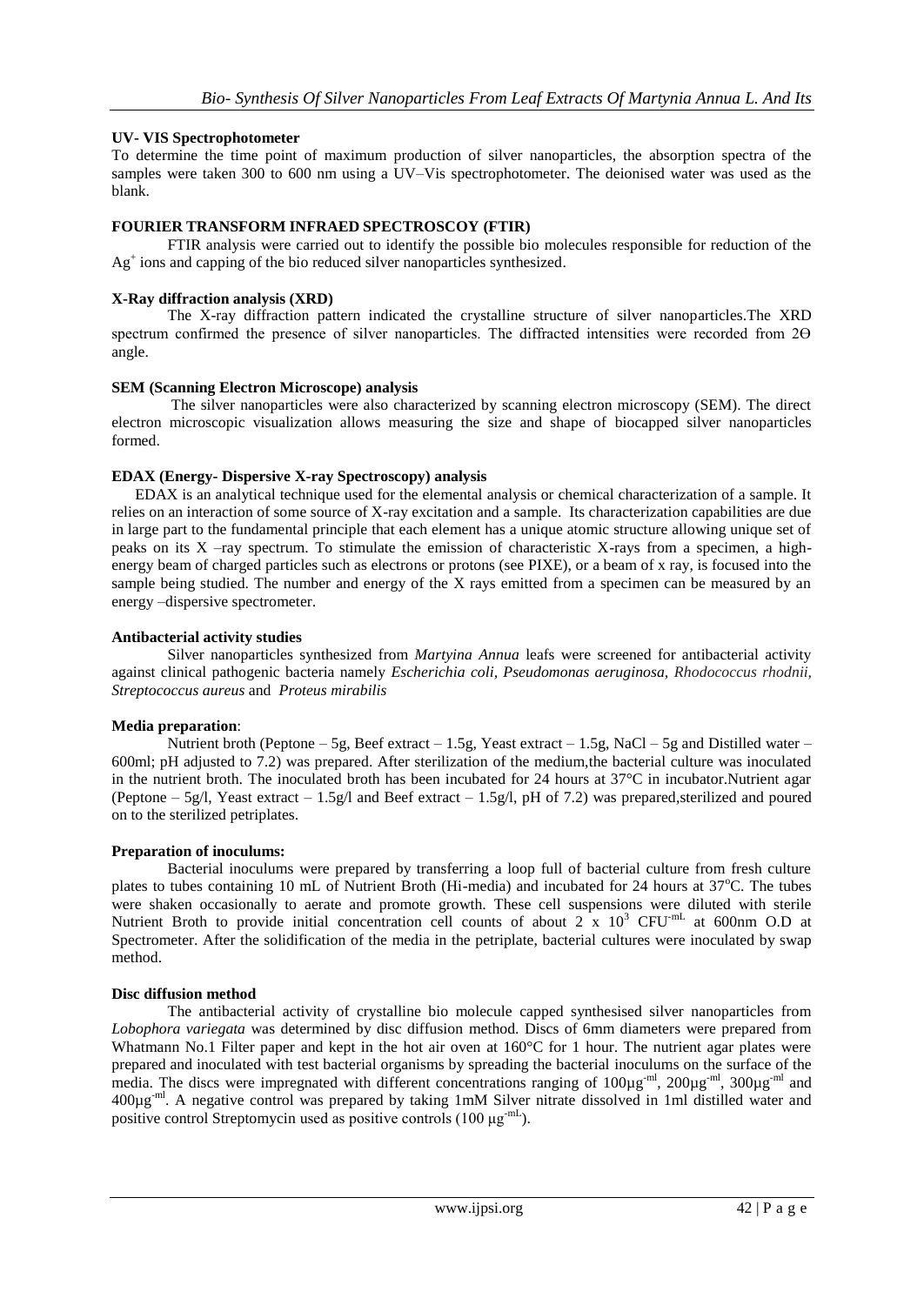**UV- VIS Spectrophotometer**

To determine the time point of maximum production of silver nanoparticles, the absorption spectra of the samples were taken 300 to 600 nm using a UV–Vis spectrophotometer. The deionised water was used as the blank.

**FOURIER TRANSFORM INFRAED SPECTROSCOY (FTIR)**

FTIR analysis were carried out to identify the possible bio molecules responsible for reduction of the $Ag^{+}$ ions and capping of the bio reduced silver nanoparticles synthesized.

**X-Ray diffraction analysis (XRD)**

The X-ray diffraction pattern indicated the crystalline structure of silver nanoparticles.The XRD spectrum confirmed the presence of silver nanoparticles. The diffracted intensities were recorded from 2Θ angle.

**SEM (Scanning Electron Microscope) analysis**

The silver nanoparticles were also characterized by scanning electron microscopy (SEM). The direct electron microscopic visualization allows measuring the size and shape of biocapped silver nanoparticles formed.

**EDAX (Energy- Dispersive X-ray Spectroscopy) analysis**

EDAX is an analytical technique used for the elemental analysis or chemical characterization of a sample. It relies on an interaction of some source of X-ray excitation and a sample. Its characterization capabilities are due in large part to the fundamental principle that each element has a unique atomic structure allowing unique set of peaks on its X –ray spectrum. To stimulate the emission of characteristic X-rays from a specimen, a high-energy beam of charged particles such as electrons or protons (see PIXE), or a beam of x ray, is focused into the sample being studied. The number and energy of the X rays emitted from a specimen can be measured by an energy –dispersive spectrometer.

**Antibacterial activity studies**

Silver nanoparticles synthesized from *Martyina Annua* leafs were screened for antibacterial activity against clinical pathogenic bacteria namely *Escherichia coli, Pseudomonas aeruginosa, Rhodococcus rhodnii, Streptococcus aureus* and *Proteus mirabilis*

**Media preparation**:

Nutrient broth (Peptone – 5g, Beef extract – 1.5g, Yeast extract – 1.5g, NaCl – 5g and Distilled water – 600ml; pH adjusted to 7.2) was prepared. After sterilization of the medium,the bacterial culture was inoculated in the nutrient broth. The inoculated broth has been incubated for 24 hours at 37°C in incubator.Nutrient agar (Peptone – 5g/l, Yeast extract – 1.5g/l and Beef extract – 1.5g/l, pH of 7.2) was prepared,sterilized and poured on to the sterilized petriplates.

**Preparation of inoculums:**

Bacterial inoculums were prepared by transferring a loop full of bacterial culture from fresh culture plates to tubes containing 10 mL of Nutrient Broth (Hi-media) and incubated for 24 hours at 37°C. The tubes were shaken occasionally to aerate and promote growth. These cell suspensions were diluted with sterile Nutrient Broth to provide initial concentration cell counts of about $2 \times 10^{3}$ $CFU^{-mL}$ at 600nm O.D at Spectrometer. After the solidification of the media in the petriplate, bacterial cultures were inoculated by swap method.

**Disc diffusion method**

The antibacterial activity of crystalline bio molecule capped synthesised silver nanoparticles from *Lobophora variegata* was determined by disc diffusion method. Discs of 6mm diameters were prepared from Whatmann No.1 Filter paper and kept in the hot air oven at 160°C for 1 hour. The nutrient agar plates were prepared and inoculated with test bacterial organisms by spreading the bacterial inoculums on the surface of the media. The discs were impregnated with different concentrations ranging of $100\mu g^{-ml}$, $200\mu g^{-ml}$, $300\mu g^{-ml}$ and $400\mu g^{-ml}$. A negative control was prepared by taking 1mM Silver nitrate dissolved in 1ml distilled water and positive control Streptomycin used as positive controls ($100\ \mu g^{-mL}$).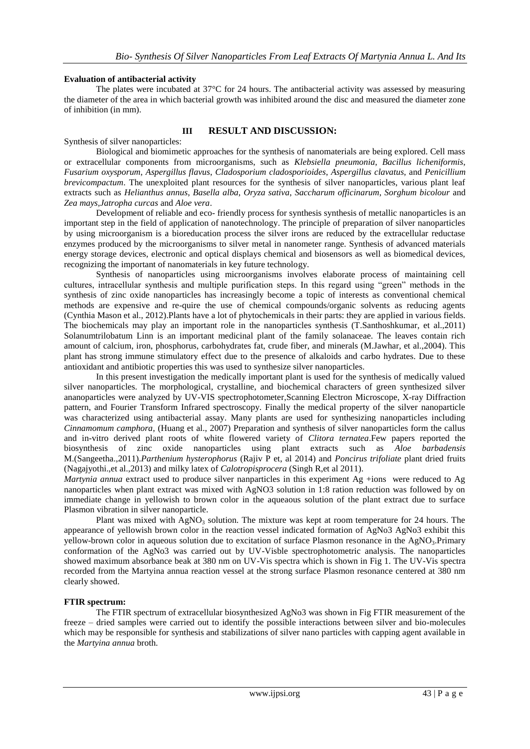**Evaluation of antibacterial activity**

The plates were incubated at 37°C for 24 hours. The antibacterial activity was assessed by measuring the diameter of the area in which bacterial growth was inhibited around the disc and measured the diameter zone of inhibition (in mm).

## III RESULT AND DISCUSSION:

Synthesis of silver nanoparticles:

Biological and biomimetic approaches for the synthesis of nanomaterials are being explored. Cell mass or extracellular components from microorganisms, such as *Klebsiella pneumonia*, *Bacillus licheniformis*, *Fusarium oxysporum*, *Aspergillus flavus*, *Cladosporium cladosporioides*, *Aspergillus clavatus*, and *Penicillium brevicompactum*. The unexploited plant resources for the synthesis of silver nanoparticles, various plant leaf extracts such as *Helianthus annus, Basella alba*, *Oryza sativa*, *Saccharum officinarum*, *Sorghum bicolour* and *Zea mays,Jatropha curcas* and *Aloe vera*.

Development of reliable and eco- friendly process for synthesis synthesis of metallic nanoparticles is an important step in the field of application of nanotechnology. The principle of preparation of silver nanoparticles by using microorganism is a bioreducation process the silver irons are reduced by the extracellular reductase enzymes produced by the microorganisms to silver metal in nanometer range. Synthesis of advanced materials energy storage devices, electronic and optical displays chemical and biosensors as well as biomedical devices, recognizing the important of nanomaterials in key future technology.

Synthesis of nanoparticles using microorganisms involves elaborate process of maintaining cell cultures, intracellular synthesis and multiple purification steps. In this regard using "green" methods in the synthesis of zinc oxide nanoparticles has increasingly become a topic of interests as conventional chemical methods are expensive and re-quire the use of chemical compounds/organic solvents as reducing agents (Cynthia Mason et al., 2012).Plants have a lot of phytochemicals in their parts: they are applied in various fields. The biochemicals may play an important role in the nanoparticles synthesis (T.Santhoshkumar, et al.,2011) Solanumtrilobatum Linn is an important medicinal plant of the family solanaceae. The leaves contain rich amount of calcium, iron, phosphorus, carbohydrates fat, crude fiber, and minerals (M.Jawhar, et al.,2004). This plant has strong immune stimulatory effect due to the presence of alkaloids and carbo hydrates. Due to these antioxidant and antibiotic properties this was used to synthesize silver nanoparticles.

In this present investigation the medically important plant is used for the synthesis of medically valued silver ananoparticles. The morphological, crystalline, and biochemical characters of green synthesized silver ananoparticles were analyzed by UV-VIS spectrophotometer,Scanning Electron Microscope, X-ray Diffraction pattern, and Fourier Transform Infrared spectroscopy. Finally the medical property of the silver nanoparticle was characterized using antibacterial assay. Many plants are used for synthesizing nanoparticles including *Cinnamomum camphora*, (Huang et al., 2007) Preparation and synthesis of silver nanoparticles form the callus and in-vitro derived plant roots of white flowered variety of *Clitora ternatea*.Few papers reported the biosynthesis of zinc oxide nanoparticles using plant extracts such as *Aloe barbadensis* M.(Sangeetha.,2011).*Parthenium hysterophorus* (Rajiv P et, al 2014) and *Poncirus trifoliate* plant dried fruits (Nagajyothi.,et al.,2013) and milky latex of *Calotropisprocera* (Singh R,et al 2011).

*Martynia annua* extract used to produce silver nanparticles in this experiment Ag +ions were reduced to Ag nanoparticles when plant extract was mixed with AgNO3 solution in 1:8 ration reduction was followed by on immediate change in yellowish to brown color in the aqueaous solution of the plant extract due to surface Plasmon vibration in silver nanoparticle.

Plant was mixed with $AgNO_3$ solution. The mixture was kept at room temperature for 24 hours. The appearance of yellowish brown color in the reaction vessel indicated formation of AgNo3 AgNo3 exhibit this yellow-brown color in aqueous solution due to excitation of surface Plasmon resonance in the $AgNO_3$.Primary conformation of the AgNo3 was carried out by UV-Visble spectrophotometric analysis. The nanoparticles showed maximum absorbance beak at 380 nm on UV-Vis spectra which is shown in Fig 1. The UV-Vis spectra recorded from the Martyina annua reaction vessel at the strong surface Plasmon resonance centered at 380 nm clearly showed.

**FTIR spectrum:**

The FTIR spectrum of extracellular biosynthesized AgNo3 was shown in Fig FTIR measurement of the freeze – dried samples were carried out to identify the possible interactions between silver and bio-molecules which may be responsible for synthesis and stabilizations of silver nano particles with capping agent available in the *Martyina annua* broth.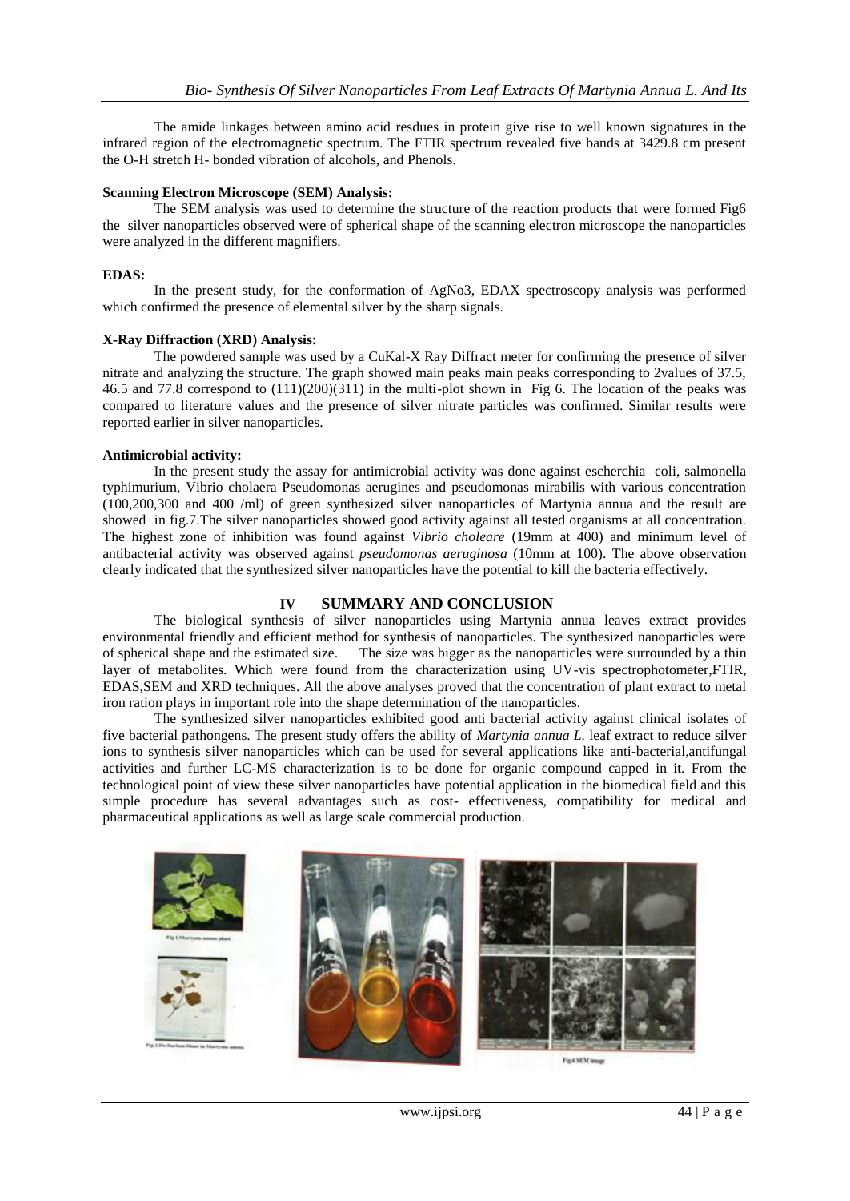The amide linkages between amino acid resdues in protein give rise to well known signatures in the infrared region of the electromagnetic spectrum. The FTIR spectrum revealed five bands at 3429.8 cm present the O-H stretch H- bonded vibration of alcohols, and Phenols.

**Scanning Electron Microscope (SEM) Analysis:**

The SEM analysis was used to determine the structure of the reaction products that were formed Fig6 the silver nanoparticles observed were of spherical shape of the scanning electron microscope the nanoparticles were analyzed in the different magnifiers.

**EDAS:**

In the present study, for the conformation of AgNo3, EDAX spectroscopy analysis was performed which confirmed the presence of elemental silver by the sharp signals.

**X-Ray Diffraction (XRD) Analysis:**

The powdered sample was used by a CuKal-X Ray Diffract meter for confirming the presence of silver nitrate and analyzing the structure. The graph showed main peaks main peaks corresponding to 2values of 37.5, 46.5 and 77.8 correspond to (111)(200)(311) in the multi-plot shown in Fig 6. The location of the peaks was compared to literature values and the presence of silver nitrate particles was confirmed. Similar results were reported earlier in silver nanoparticles.

**Antimicrobial activity:**

In the present study the assay for antimicrobial activity was done against escherchia coli, salmonella typhimurium, Vibrio cholaera Pseudomonas aerugines and pseudomonas mirabilis with various concentration (100,200,300 and 400 /ml) of green synthesized silver nanoparticles of Martynia annua and the result are showed in fig.7.The silver nanoparticles showed good activity against all tested organisms at all concentration. The highest zone of inhibition was found against *Vibrio choleare* (19mm at 400) and minimum level of antibacterial activity was observed against *pseudomonas aeruginosa* (10mm at 100). The above observation clearly indicated that the synthesized silver nanoparticles have the potential to kill the bacteria effectively.

## IV SUMMARY AND CONCLUSION

The biological synthesis of silver nanoparticles using Martynia annua leaves extract provides environmental friendly and efficient method for synthesis of nanoparticles. The synthesized nanoparticles were of spherical shape and the estimated size. The size was bigger as the nanoparticles were surrounded by a thin layer of metabolites. Which were found from the characterization using UV-vis spectrophotometer,FTIR, EDAS,SEM and XRD techniques. All the above analyses proved that the concentration of plant extract to metal iron ration plays in important role into the shape determination of the nanoparticles.

The synthesized silver nanoparticles exhibited good anti bacterial activity against clinical isolates of five bacterial pathongens. The present study offers the ability of *Martynia annua L.* leaf extract to reduce silver ions to synthesis silver nanoparticles which can be used for several applications like anti-bacterial,antifungal activities and further LC-MS characterization is to be done for organic compound capped in it. From the technological point of view these silver nanoparticles have potential application in the biomedical field and this simple procedure has several advantages such as cost- effectiveness, compatibility for medical and pharmaceutical applications as well as large scale commercial production.

Fig 1.Martynia annua plant

Fig 2.Herbarium Sheet to Martynia annua

Fig.6 SEM image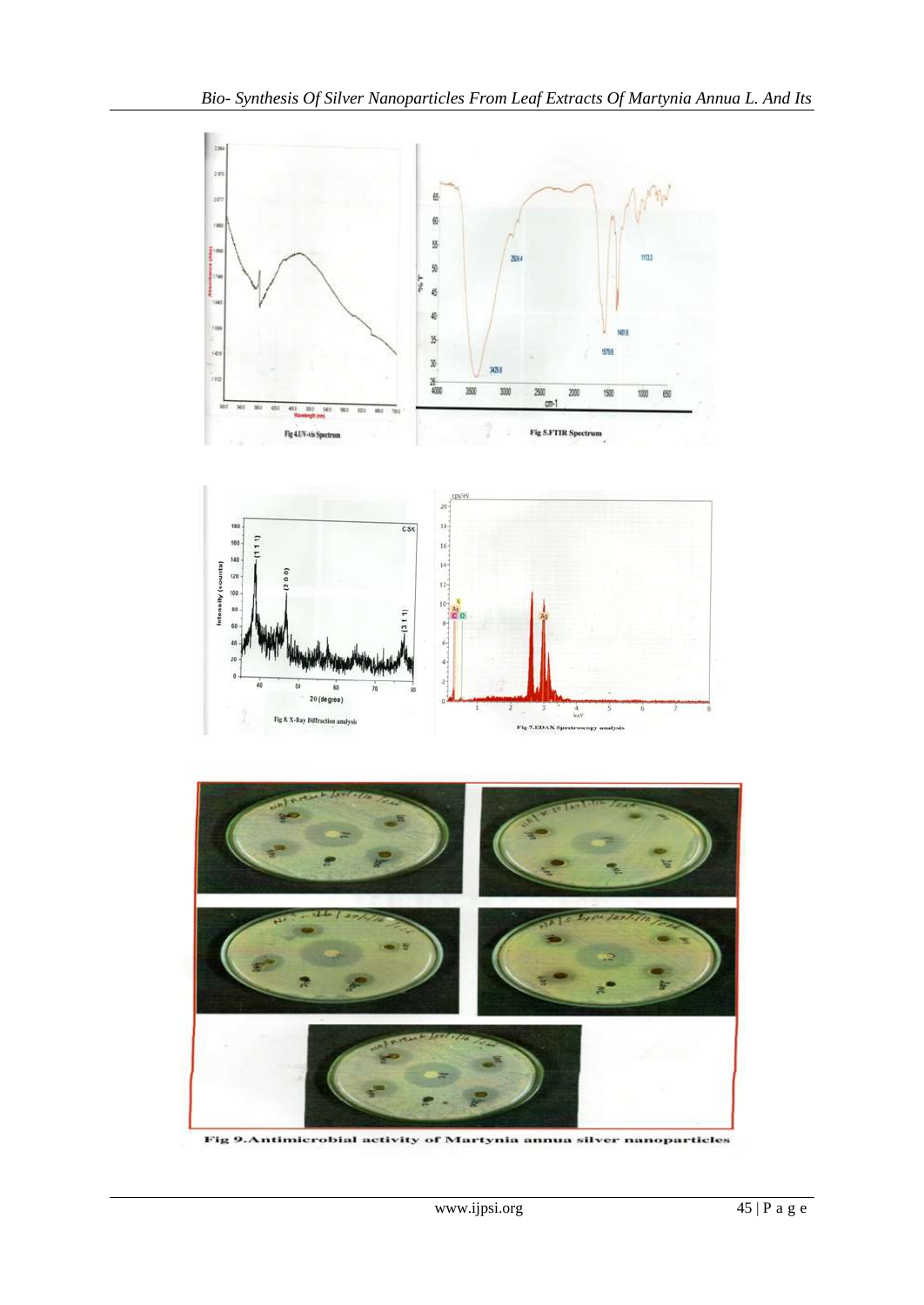Fig 4.UV-vis Spectrum

Fig 5.FTIR Spectrum

Fig 8. X-Ray Diffraction analysis

Fig 7.EDAX Spectroscopy analysis

**Fig 9.Antimicrobial activity of Martynia annua silver nanoparticles**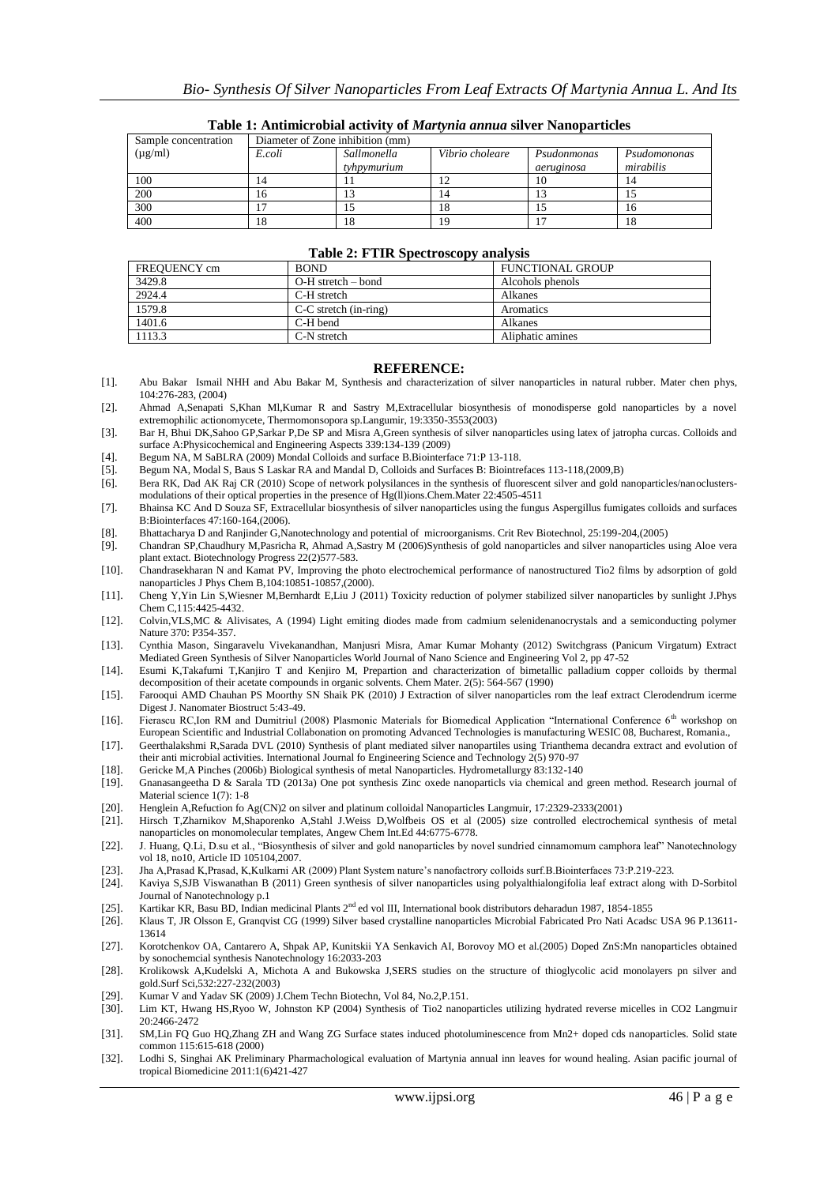**Table 1: Antimicrobial activity of *Martynia annua* silver Nanoparticles**

| Sample concentration (μg/ml) | Diameter of Zone inhibition (mm) | | | | |
|---|---|---|---|---|---|
| | *E.coli* | *Sallmonella tyhpymurium* | *Vibrio choleare* | *Psudonmonas aeruginosa* | *Psudomononas mirabilis* |
| 100 | 14 | 11 | 12 | 10 | 14 |
| 200 | 16 | 13 | 14 | 13 | 15 |
| 300 | 17 | 15 | 18 | 15 | 16 |
| 400 | 18 | 18 | 19 | 17 | 18 |

**Table 2: FTIR Spectroscopy analysis**

| FREQUENCY cm | BOND | FUNCTIONAL GROUP |
|---|---|---|
| 3429.8 | O-H stretch – bond | Alcohols phenols |
| 2924.4 | C-H stretch | Alkanes |
| 1579.8 | C-C stretch (in-ring) | Aromatics |
| 1401.6 | C-H bend | Alkanes |
| 1113.3 | C-N stretch | Aliphatic amines |

## REFERENCE:

[1]. Abu Bakar Ismail NHH and Abu Bakar M, Synthesis and characterization of silver nanoparticles in natural rubber. Mater chen phys, 104:276-283, (2004)

[2]. Ahmad A,Senapati S,Khan MI,Kumar R and Sastry M,Extracellular biosynthesis of monodisperse gold nanoparticles by a novel extremophilic actionomycete, Thermomonsopora sp.Langumir, 19:3350-3553(2003)

[3]. Bar H, Bhui DK,Sahoo GP,Sarkar P,De SP and Misra A,Green synthesis of silver nanoparticles using latex of jatropha curcas. Colloids and surface A:Physicochemical and Engineering Aspects 339:134-139 (2009)

[4]. Begum NA, M SaBLRA (2009) Mondal Colloids and surface B.Biointerface 71:P 13-118.

[5]. Begum NA, Modal S, Baus S Laskar RA and Mandal D, Colloids and Surfaces B: Biointrefaces 113-118,(2009,B)

[6]. Bera RK, Dad AK Raj CR (2010) Scope of network polysilances in the synthesis of fluorescent silver and gold nanoparticles/nanoclusters-modulations of their optical properties in the presence of Hg(ll)ions.Chem.Mater 22:4505-4511

[7]. Bhainsa KC And D Souza SF, Extracellular biosynthesis of silver nanoparticles using the fungus Aspergillus fumigates colloids and surfaces B:Biointerfaces 47:160-164,(2006).

[8]. Bhattacharya D and Ranjinder G,Nanotechnology and potential of microorganisms. Crit Rev Biotechnol, 25:199-204,(2005)

[9]. Chandran SP,Chaudhury M,Pasricha R, Ahmad A,Sastry M (2006)Synthesis of gold nanoparticles and silver nanoparticles using Aloe vera plant extact. Biotechnology Progress 22(2)577-583.

[10]. Chandrasekharan N and Kamat PV, Improving the photo electrochemical performance of nanostructured Tio2 films by adsorption of gold nanoparticles J Phys Chem B,104:10851-10857,(2000).

[11]. Cheng Y,Yin Lin S,Wiesner M,Bernhardt E,Liu J (2011) Toxicity reduction of polymer stabilized silver nanoparticles by sunlight J.Phys Chem C,115:4425-4432.

[12]. Colvin,VLS,MC & Alivisates, A (1994) Light emiting diodes made from cadmium selenidenanocrystals and a semiconducting polymer Nature 370: P354-357.

[13]. Cynthia Mason, Singaravelu Vivekanandhan, Manjusri Misra, Amar Kumar Mohanty (2012) Switchgrass (Panicum Virgatum) Extract Mediated Green Synthesis of Silver Nanoparticles World Journal of Nano Science and Engineering Vol 2, pp 47-52

[14]. Esumi K,Takafumi T,Kanjiro T and Kenjiro M, Prepartion and characterization of bimetallic palladium copper colloids by thermal decomposition of their acetate compounds in organic solvents. Chem Mater. 2(5): 564-567 (1990)

[15]. Farooqui AMD Chauhan PS Moorthy SN Shaik PK (2010) J Extraction of silver nanoparticles rom the leaf extract Clerodendrum icerme Digest J. Nanomater Biostruct 5:43-49.

[16]. Fierascu RC,Ion RM and Dumitriul (2008) Plasmonic Materials for Biomedical Application "International Conference 6th workshop on European Scientific and Industrial Collabonation on promoting Advanced Technologies is manufacturing WESIC 08, Bucharest, Romania.,

[17]. Geerthalakshmi R,Sarada DVL (2010) Synthesis of plant mediated silver nanopartiles using Trianthema decandra extract and evolution of their anti microbial activities. International Journal fo Engineering Science and Technology 2(5) 970-97

[18]. Gericke M,A Pinches (2006b) Biological synthesis of metal Nanoparticles. Hydrometallurgy 83:132-140

[19]. Gnanasangeetha D & Sarala TD (2013a) One pot synthesis Zinc oxede nanoparticls via chemical and green method. Research journal of Material science 1(7): 1-8

[20]. Henglein A,Refuction fo Ag(CN)2 on silver and platinum colloidal Nanoparticles Langmuir, 17:2329-2333(2001)

[21]. Hirsch T,Zharnikov M,Shaporenko A,Stahl J.Weiss D,Wolfbeis OS et al (2005) size controlled electrochemical synthesis of metal nanoparticles on monomolecular templates, Angew Chem Int.Ed 44:6775-6778.

[22]. J. Huang, Q.Li, D.su et al., "Biosynthesis of silver and gold nanoparticles by novel sundried cinnamomum camphora leaf" Nanotechnology vol 18, no10, Article ID 105104,2007.

[23]. Jha A,Prasad K,Prasad, K,Kulkarni AR (2009) Plant System nature's nanofactrory colloids surf.B.Biointerfaces 73:P.219-223.

[24]. Kaviya S,SJB Viswanathan B (2011) Green synthesis of silver nanoparticles using polyalthialongifolia leaf extract along with D-Sorbitol Journal of Nanotechnology p.1

[25]. Kartikar KR, Basu BD, Indian medicinal Plants 2nd ed vol III, International book distributors deharadun 1987, 1854-1855

[26]. Klaus T, JR Olsson E, Granqvist CG (1999) Silver based crystalline nanoparticles Microbial Fabricated Pro Nati Acadsc USA 96 P.13611-13614

[27]. Korotchenkov OA, Cantarero A, Shpak AP, Kunitskii YA Senkavich AI, Borovoy MO et al.(2005) Doped ZnS:Mn nanoparticles obtained by sonochemcial synthesis Nanotechnology 16:2033-203

[28]. Krolikowsk A,Kudelski A, Michota A and Bukowska J,SERS studies on the structure of thioglycolic acid monolayers pn silver and gold.Surf Sci,532:227-232(2003)

[29]. Kumar V and Yadav SK (2009) J.Chem Techn Biotechn, Vol 84, No.2,P.151.

[30]. Lim KT, Hwang HS,Ryoo W, Johnston KP (2004) Synthesis of Tio2 nanoparticles utilizing hydrated reverse micelles in CO2 Langmuir 20:2466-2472

[31]. SM,Lin FQ Guo HQ,Zhang ZH and Wang ZG Surface states induced photoluminescence from Mn2+ doped cds nanoparticles. Solid state common 115:615-618 (2000)

[32]. Lodhi S, Singhai AK Preliminary Pharmacological evaluation of Martynia annual inn leaves for wound healing. Asian pacific journal of tropical Biomedicine 2011:1(6)421-427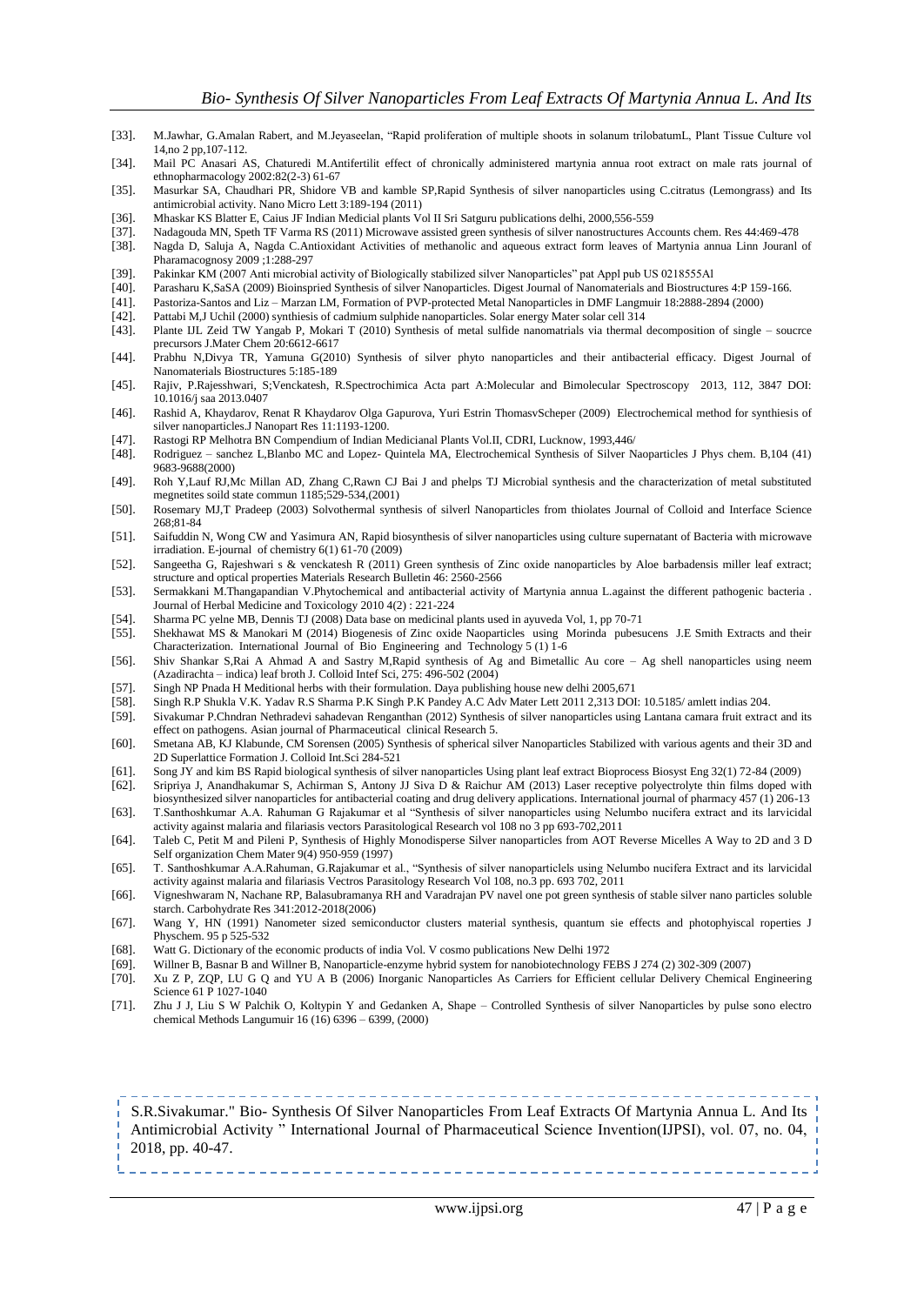[33]. M.Jawhar, G.Amalan Rabert, and M.Jeyaseelan, "Rapid proliferation of multiple shoots in solanum trilobatumL, Plant Tissue Culture vol 14,no 2 pp,107-112.

[34]. Mail PC Anasari AS, Chaturedi M.Antifertilit effect of chronically administered martynia annua root extract on male rats journal of ethnopharmacology 2002:82(2-3) 61-67

[35]. Masurkar SA, Chaudhari PR, Shidore VB and kamble SP,Rapid Synthesis of silver nanoparticles using C.citratus (Lemongrass) and Its antimicrobial activity. Nano Micro Lett 3:189-194 (2011)

[36]. Mhaskar KS Blatter E, Caius JF Indian Medicial plants Vol II Sri Satguru publications delhi, 2000,556-559

[37]. Nadagouda MN, Speth TF Varma RS (2011) Microwave assisted green synthesis of silver nanostructures Accounts chem. Res 44:469-478

[38]. Nagda D, Saluja A, Nagda C.Antioxidant Activities of methanolic and aqueous extract form leaves of Martynia annua Linn Jouranl of Pharamacognosy 2009 ;1:288-297

[39]. Pakinkar KM (2007 Anti microbial activity of Biologically stabilized silver Nanoparticles" pat Appl pub US 0218555Al

[40]. Parasharu K,SaSA (2009) Bioinspried Synthesis of silver Nanoparticles. Digest Journal of Nanomaterials and Biostructures 4:P 159-166.

[41]. Pastoriza-Santos and Liz – Marzan LM, Formation of PVP-protected Metal Nanoparticles in DMF Langmuir 18:2888-2894 (2000)

[42]. Pattabi M,J Uchil (2000) synthiesis of cadmium sulphide nanoparticles. Solar energy Mater solar cell 314

[43]. Plante IJL Zeid TW Yangab P, Mokari T (2010) Synthesis of metal sulfide nanomatrials via thermal decomposition of single – soucrce precursors J.Mater Chem 20:6612-6617

[44]. Prabhu N,Divya TR, Yamuna G(2010) Synthesis of silver phyto nanoparticles and their antibacterial efficacy. Digest Journal of Nanomaterials Biostructures 5:185-189

[45]. Rajiv, P.Rajesshwari, S;Venckatesh, R.Spectrochimica Acta part A:Molecular and Bimolecular Spectroscopy 2013, 112, 3847 DOI: 10.1016/j saa 2013.0407

[46]. Rashid A, Khaydarov, Renat R Khaydarov Olga Gapurova, Yuri Estrin ThomasvScheper (2009) Electrochemical method for synthiesis of silver nanoparticles.J Nanopart Res 11:1193-1200.

[47]. Rastogi RP Melhotra BN Compendium of Indian Medicianal Plants Vol.II, CDRI, Lucknow, 1993,446/

[48]. Rodriguez – sanchez L,Blanbo MC and Lopez- Quintela MA, Electrochemical Synthesis of Silver Naoparticles J Phys chem. B,104 (41) 9683-9688(2000)

[49]. Roh Y,Lauf RJ,Mc Millan AD, Zhang C,Rawn CJ Bai J and phelps TJ Microbial synthesis and the characterization of metal substituted megnetites soild state commun 1185;529-534,(2001)

[50]. Rosemary MJ,T Pradeep (2003) Solvothermal synthesis of silverl Nanoparticles from thiolates Journal of Colloid and Interface Science 268;81-84

[51]. Saifuddin N, Wong CW and Yasimura AN, Rapid biosynthesis of silver nanoparticles using culture supernatant of Bacteria with microwave irradiation. E-journal of chemistry 6(1) 61-70 (2009)

[52]. Sangeetha G, Rajeshwari s & venckatesh R (2011) Green synthesis of Zinc oxide nanoparticles by Aloe barbadensis miller leaf extract; structure and optical properties Materials Research Bulletin 46: 2560-2566

[53]. Sermakkani M.Thangapandian V.Phytochemical and antibacterial activity of Martynia annua L.against the different pathogenic bacteria . Journal of Herbal Medicine and Toxicology 2010 4(2) : 221-224

[54]. Sharma PC yelne MB, Dennis TJ (2008) Data base on medicinal plants used in ayuveda Vol, 1, pp 70-71

[55]. Shekhawat MS & Manokari M (2014) Biogenesis of Zinc oxide Naoparticles using Morinda pubesucens J.E Smith Extracts and their Characterization. International Journal of Bio Engineering and Technology 5 (1) 1-6

[56]. Shiv Shankar S,Rai A Ahmad A and Sastry M,Rapid synthesis of Ag and Bimetallic Au core – Ag shell nanoparticles using neem (Azadirachta – indica) leaf broth J. Colloid Intef Sci, 275: 496-502 (2004)

[57]. Singh NP Pnada H Meditional herbs with their formulation. Daya publishing house new delhi 2005,671

[58]. Singh R.P Shukla V.K. Yadav R.S Sharma P.K Singh P.K Pandey A.C Adv Mater Lett 2011 2,313 DOI: 10.5185/ amlett indias 204.

[59]. Sivakumar P.Chndran Nethradevi sahadevan Renganthan (2012) Synthesis of silver nanoparticles using Lantana camara fruit extract and its effect on pathogens. Asian journal of Pharmaceutical clinical Research 5.

[60]. Smetana AB, KJ Klabunde, CM Sorensen (2005) Synthesis of spherical silver Nanoparticles Stabilized with various agents and their 3D and 2D Superlattice Formation J. Colloid Int.Sci 284-521

[61]. Song JY and kim BS Rapid biological synthesis of silver nanoparticles Using plant leaf extract Bioprocess Biosyst Eng 32(1) 72-84 (2009)

[62]. Sripriya J, Anandhakumar S, Achirman S, Antony JJ Siva D & Raichur AM (2013) Laser receptive polyectrolyte thin films doped with biosynthesized silver nanoparticles for antibacterial coating and drug delivery applications. International journal of pharmacy 457 (1) 206-13

[63]. T.Santhoshkumar A.A. Rahuman G Rajakumar et al "Synthesis of silver nanoparticles using Nelumbo nucifera extract and its larvicidal activity against malaria and filariasis vectors Parasitological Research vol 108 no 3 pp 693-702,2011

[64]. Taleb C, Petit M and Pileni P, Synthesis of Highly Monodisperse Silver nanoparticles from AOT Reverse Micelles A Way to 2D and 3 D Self organization Chem Mater 9(4) 950-959 (1997)

[65]. T. Santhoshkumar A.A.Rahuman, G.Rajakumar et al., "Synthesis of silver nanoparticlels using Nelumbo nucifera Extract and its larvicidal activity against malaria and filariasis Vectros Parasitology Research Vol 108, no.3 pp. 693 702, 2011

[66]. Vigneshwaram N, Nachane RP, Balasubramanya RH and Varadrajan PV navel one pot green synthesis of stable silver nano particles soluble starch. Carbohydrate Res 341:2012-2018(2006)

[67]. Wang Y, HN (1991) Nanometer sized semiconductor clusters material synthesis, quantum sie effects and photophyiscal ropertics J Physchem. 95 p 525-532

[68]. Watt G. Dictionary of the economic products of india Vol. V cosmo publications New Delhi 1972

[69]. Willner B, Basnar B and Willner B, Nanoparticle-enzyme hybrid system for nanobiotechnology FEBS J 274 (2) 302-309 (2007)

[70]. Xu Z P, ZQP, LU G Q and YU A B (2006) Inorganic Nanoparticles As Carriers for Efficient cellular Delivery Chemical Engineering Science 61 P 1027-1040

[71]. Zhu J J, Liu S W Palchik O, Koltypin Y and Gedanken A, Shape – Controlled Synthesis of silver Nanoparticles by pulse sono electro chemical Methods Langumuir 16 (16) 6396 – 6399, (2000)

S.R.Sivakumar." Bio- Synthesis Of Silver Nanoparticles From Leaf Extracts Of Martynia Annua L. And Its Antimicrobial Activity " International Journal of Pharmaceutical Science Invention(IJPSI), vol. 07, no. 04, 2018, pp. 40-47.